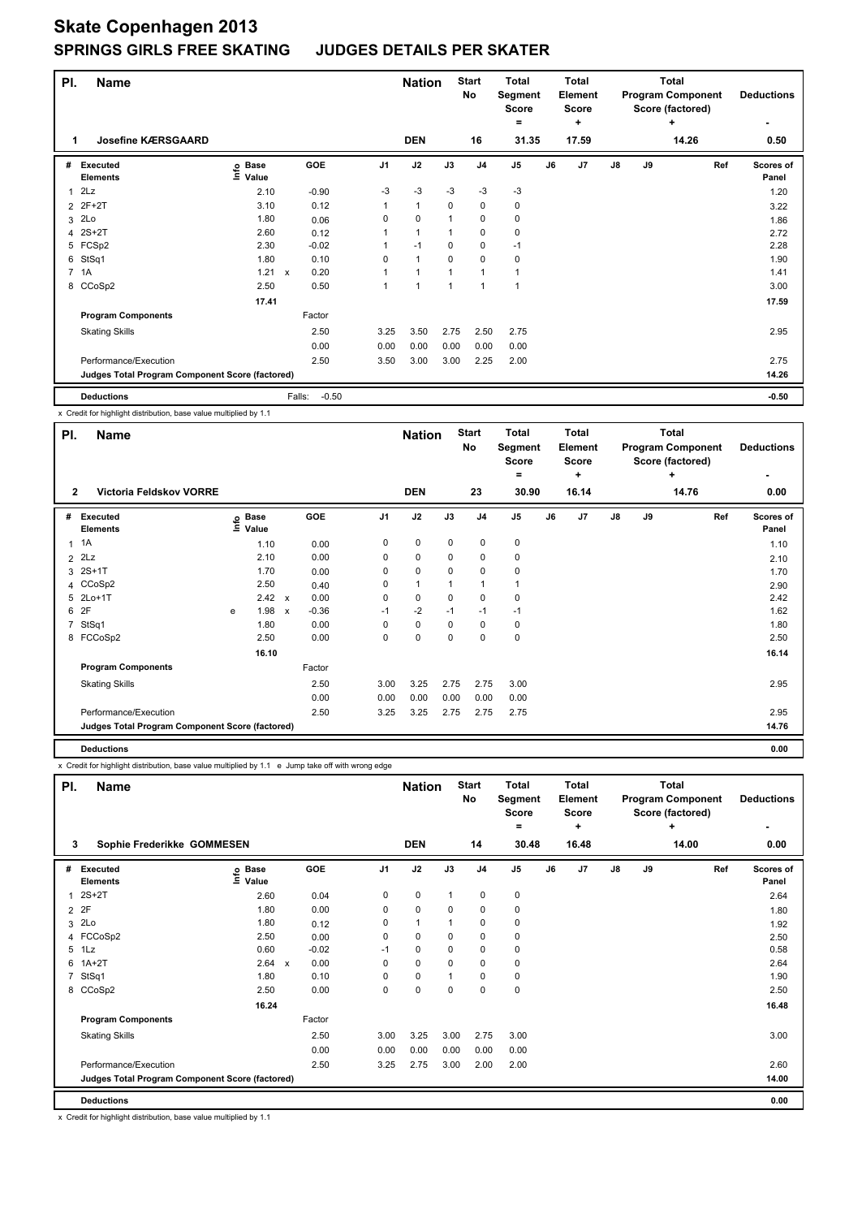# Skate Copenhagen 2013

## SPRINGS GIRLS FREE SKATING JUDGES DETAILS PER SKATER

| Pl. | Name | Nation | Start No | Total Segment Score = | Total Element Score + | Total Program Component Score (factored) + | Deductions - |
|---|---|---|---|---|---|---|---|
| 1 | Josefine KÆRSGAARD | DEN | 16 | 31.35 | 17.59 | 14.26 | 0.50 |

| # | Executed Elements | Info | Base Value | | GOE | J1 | J2 | J3 | J4 | J5 | J6 | J7 | J8 | J9 | Ref | Scores of Panel |
|---|---|---|---|---|---|---|---|---|---|---|---|---|---|---|---|---|
| 1 | 2Lz | | 2.10 | | -0.90 | -3 | -3 | -3 | -3 | -3 | | | | | | 1.20 |
| 2 | 2F+2T | | 3.10 | | 0.12 | 1 | 1 | 0 | 0 | 0 | | | | | | 3.22 |
| 3 | 2Lo | | 1.80 | | 0.06 | 0 | 0 | 1 | 0 | 0 | | | | | | 1.86 |
| 4 | 2S+2T | | 2.60 | | 0.12 | 1 | 1 | 1 | 0 | 0 | | | | | | 2.72 |
| 5 | FCSp2 | | 2.30 | | -0.02 | 1 | -1 | 0 | 0 | -1 | | | | | | 2.28 |
| 6 | StSq1 | | 1.80 | | 0.10 | 0 | 1 | 0 | 0 | 0 | | | | | | 1.90 |
| 7 | 1A | | 1.21 | x | 0.20 | 1 | 1 | 1 | 1 | 1 | | | | | | 1.41 |
| 8 | CCoSp2 | | 2.50 | | 0.50 | 1 | 1 | 1 | 1 | 1 | | | | | | 3.00 |
| | | | 17.41 | | | | | | | | | | | | | 17.59 |
| | **Program Components** | | | | Factor | | | | | | | | | | | |
| | Skating Skills | | | | 2.50 | 3.25 | 3.50 | 2.75 | 2.50 | 2.75 | | | | | | 2.95 |
| | | | | | 0.00 | 0.00 | 0.00 | 0.00 | 0.00 | 0.00 | | | | | | |
| | Performance/Execution | | | | 2.50 | 3.50 | 3.00 | 3.00 | 2.25 | 2.00 | | | | | | 2.75 |
| | **Judges Total Program Component Score (factored)** | | | | | | | | | | | | | | | 14.26 |
| | **Deductions** | | | | Falls: -0.50 | | | | | | | | | | | -0.50 |

x Credit for highlight distribution, base value multiplied by 1.1

| Pl. | Name | Nation | Start No | Total Segment Score = | Total Element Score + | Total Program Component Score (factored) + | Deductions - |
|---|---|---|---|---|---|---|---|
| 2 | Victoria Feldskov VORRE | DEN | 23 | 30.90 | 16.14 | 14.76 | 0.00 |

| # | Executed Elements | Info | Base Value | | GOE | J1 | J2 | J3 | J4 | J5 | J6 | J7 | J8 | J9 | Ref | Scores of Panel |
|---|---|---|---|---|---|---|---|---|---|---|---|---|---|---|---|---|
| 1 | 1A | | 1.10 | | 0.00 | 0 | 0 | 0 | 0 | 0 | | | | | | 1.10 |
| 2 | 2Lz | | 2.10 | | 0.00 | 0 | 0 | 0 | 0 | 0 | | | | | | 2.10 |
| 3 | 2S+1T | | 1.70 | | 0.00 | 0 | 0 | 0 | 0 | 0 | | | | | | 1.70 |
| 4 | CCoSp2 | | 2.50 | | 0.40 | 0 | 1 | 1 | 1 | 1 | | | | | | 2.90 |
| 5 | 2Lo+1T | | 2.42 | x | 0.00 | 0 | 0 | 0 | 0 | 0 | | | | | | 2.42 |
| 6 | 2F | e | 1.98 | x | -0.36 | -1 | -2 | -1 | -1 | -1 | | | | | | 1.62 |
| 7 | StSq1 | | 1.80 | | 0.00 | 0 | 0 | 0 | 0 | 0 | | | | | | 1.80 |
| 8 | FCCoSp2 | | 2.50 | | 0.00 | 0 | 0 | 0 | 0 | 0 | | | | | | 2.50 |
| | | | 16.10 | | | | | | | | | | | | | 16.14 |
| | **Program Components** | | | | Factor | | | | | | | | | | | |
| | Skating Skills | | | | 2.50 | 3.00 | 3.25 | 2.75 | 2.75 | 3.00 | | | | | | 2.95 |
| | | | | | 0.00 | 0.00 | 0.00 | 0.00 | 0.00 | 0.00 | | | | | | |
| | Performance/Execution | | | | 2.50 | 3.25 | 3.25 | 2.75 | 2.75 | 2.75 | | | | | | 2.95 |
| | **Judges Total Program Component Score (factored)** | | | | | | | | | | | | | | | 14.76 |
| | **Deductions** | | | | | | | | | | | | | | | 0.00 |

x Credit for highlight distribution, base value multiplied by 1.1 e Jump take off with wrong edge

| Pl. | Name | Nation | Start No | Total Segment Score = | Total Element Score + | Total Program Component Score (factored) + | Deductions - |
|---|---|---|---|---|---|---|---|
| 3 | Sophie Frederikke GOMMESEN | DEN | 14 | 30.48 | 16.48 | 14.00 | 0.00 |

| # | Executed Elements | Info | Base Value | | GOE | J1 | J2 | J3 | J4 | J5 | J6 | J7 | J8 | J9 | Ref | Scores of Panel |
|---|---|---|---|---|---|---|---|---|---|---|---|---|---|---|---|---|
| 1 | 2S+2T | | 2.60 | | 0.04 | 0 | 0 | 1 | 0 | 0 | | | | | | 2.64 |
| 2 | 2F | | 1.80 | | 0.00 | 0 | 0 | 0 | 0 | 0 | | | | | | 1.80 |
| 3 | 2Lo | | 1.80 | | 0.12 | 0 | 1 | 1 | 0 | 0 | | | | | | 1.92 |
| 4 | FCCoSp2 | | 2.50 | | 0.00 | 0 | 0 | 0 | 0 | 0 | | | | | | 2.50 |
| 5 | 1Lz | | 0.60 | | -0.02 | -1 | 0 | 0 | 0 | 0 | | | | | | 0.58 |
| 6 | 1A+2T | | 2.64 | x | 0.00 | 0 | 0 | 0 | 0 | 0 | | | | | | 2.64 |
| 7 | StSq1 | | 1.80 | | 0.10 | 0 | 0 | 1 | 0 | 0 | | | | | | 1.90 |
| 8 | CCoSp2 | | 2.50 | | 0.00 | 0 | 0 | 0 | 0 | 0 | | | | | | 2.50 |
| | | | 16.24 | | | | | | | | | | | | | 16.48 |
| | **Program Components** | | | | Factor | | | | | | | | | | | |
| | Skating Skills | | | | 2.50 | 3.00 | 3.25 | 3.00 | 2.75 | 3.00 | | | | | | 3.00 |
| | | | | | 0.00 | 0.00 | 0.00 | 0.00 | 0.00 | 0.00 | | | | | | |
| | Performance/Execution | | | | 2.50 | 3.25 | 2.75 | 3.00 | 2.00 | 2.00 | | | | | | 2.60 |
| | **Judges Total Program Component Score (factored)** | | | | | | | | | | | | | | | 14.00 |
| | **Deductions** | | | | | | | | | | | | | | | 0.00 |

x Credit for highlight distribution, base value multiplied by 1.1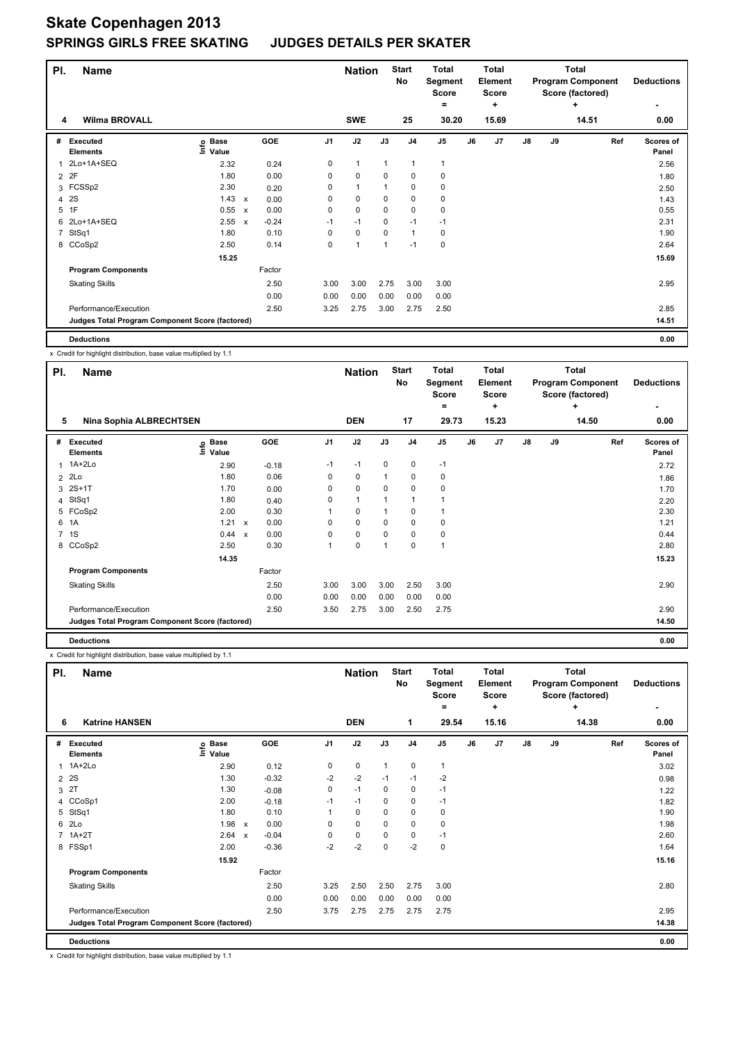# Skate Copenhagen 2013

## SPRINGS GIRLS FREE SKATING JUDGES DETAILS PER SKATER

| Pl. | Name | Nation | Start No | Total Segment Score = | Total Element Score + | Total Program Component Score (factored) + | Deductions - |
|---|---|---|---|---|---|---|---|
| 4 | Wilma BROVALL | SWE | 25 | 30.20 | 15.69 | 14.51 | 0.00 |

| # | Executed Elements | Info | Base Value | | GOE | J1 | J2 | J3 | J4 | J5 | J6 | J7 | J8 | J9 | Ref | Scores of Panel |
|---|---|---|---|---|---|---|---|---|---|---|---|---|---|---|---|---|
| 1 | 2Lo+1A+SEQ | | 2.32 | | 0.24 | 0 | 1 | 1 | 1 | 1 | | | | | | 2.56 |
| 2 | 2F | | 1.80 | | 0.00 | 0 | 0 | 0 | 0 | 0 | | | | | | 1.80 |
| 3 | FCSSp2 | | 2.30 | | 0.20 | 0 | 1 | 1 | 0 | 0 | | | | | | 2.50 |
| 4 | 2S | | 1.43 | x | 0.00 | 0 | 0 | 0 | 0 | 0 | | | | | | 1.43 |
| 5 | 1F | | 0.55 | x | 0.00 | 0 | 0 | 0 | 0 | 0 | | | | | | 0.55 |
| 6 | 2Lo+1A+SEQ | | 2.55 | x | -0.24 | -1 | -1 | 0 | -1 | -1 | | | | | | 2.31 |
| 7 | StSq1 | | 1.80 | | 0.10 | 0 | 0 | 0 | 1 | 0 | | | | | | 1.90 |
| 8 | CCoSp2 | | 2.50 | | 0.14 | 0 | 1 | 1 | -1 | 0 | | | | | | 2.64 |
| | | | 15.25 | | | | | | | | | | | | | 15.69 |
| | **Program Components** | | | | Factor | | | | | | | | | | | |
| | Skating Skills | | | | 2.50 | 3.00 | 3.00 | 2.75 | 3.00 | 3.00 | | | | | | 2.95 |
| | | | | | 0.00 | 0.00 | 0.00 | 0.00 | 0.00 | 0.00 | | | | | | |
| | Performance/Execution | | | | 2.50 | 3.25 | 2.75 | 3.00 | 2.75 | 2.50 | | | | | | 2.85 |
| | Judges Total Program Component Score (factored) | | | | | | | | | | | | | | | 14.51 |
| | **Deductions** | | | | | | | | | | | | | | | 0.00 |

x Credit for highlight distribution, base value multiplied by 1.1

| Pl. | Name | Nation | Start No | Total Segment Score = | Total Element Score + | Total Program Component Score (factored) + | Deductions - |
|---|---|---|---|---|---|---|---|
| 5 | Nina Sophia ALBRECHTSEN | DEN | 17 | 29.73 | 15.23 | 14.50 | 0.00 |

| # | Executed Elements | Info | Base Value | | GOE | J1 | J2 | J3 | J4 | J5 | J6 | J7 | J8 | J9 | Ref | Scores of Panel |
|---|---|---|---|---|---|---|---|---|---|---|---|---|---|---|---|---|
| 1 | 1A+2Lo | | 2.90 | | -0.18 | -1 | -1 | 0 | 0 | -1 | | | | | | 2.72 |
| 2 | 2Lo | | 1.80 | | 0.06 | 0 | 0 | 1 | 0 | 0 | | | | | | 1.86 |
| 3 | 2S+1T | | 1.70 | | 0.00 | 0 | 0 | 0 | 0 | 0 | | | | | | 1.70 |
| 4 | StSq1 | | 1.80 | | 0.40 | 0 | 1 | 1 | 1 | 1 | | | | | | 2.20 |
| 5 | FCoSp2 | | 2.00 | | 0.30 | 1 | 0 | 1 | 0 | 1 | | | | | | 2.30 |
| 6 | 1A | | 1.21 | x | 0.00 | 0 | 0 | 0 | 0 | 0 | | | | | | 1.21 |
| 7 | 1S | | 0.44 | x | 0.00 | 0 | 0 | 0 | 0 | 0 | | | | | | 0.44 |
| 8 | CCoSp2 | | 2.50 | | 0.30 | 1 | 0 | 1 | 0 | 1 | | | | | | 2.80 |
| | | | 14.35 | | | | | | | | | | | | | 15.23 |
| | **Program Components** | | | | Factor | | | | | | | | | | | |
| | Skating Skills | | | | 2.50 | 3.00 | 3.00 | 3.00 | 2.50 | 3.00 | | | | | | 2.90 |
| | | | | | 0.00 | 0.00 | 0.00 | 0.00 | 0.00 | 0.00 | | | | | | |
| | Performance/Execution | | | | 2.50 | 3.50 | 2.75 | 3.00 | 2.50 | 2.75 | | | | | | 2.90 |
| | Judges Total Program Component Score (factored) | | | | | | | | | | | | | | | 14.50 |
| | **Deductions** | | | | | | | | | | | | | | | 0.00 |

x Credit for highlight distribution, base value multiplied by 1.1

| Pl. | Name | Nation | Start No | Total Segment Score = | Total Element Score + | Total Program Component Score (factored) + | Deductions - |
|---|---|---|---|---|---|---|---|
| 6 | Katrine HANSEN | DEN | 1 | 29.54 | 15.16 | 14.38 | 0.00 |

| # | Executed Elements | Info | Base Value | | GOE | J1 | J2 | J3 | J4 | J5 | J6 | J7 | J8 | J9 | Ref | Scores of Panel |
|---|---|---|---|---|---|---|---|---|---|---|---|---|---|---|---|---|
| 1 | 1A+2Lo | | 2.90 | | 0.12 | 0 | 0 | 1 | 0 | 1 | | | | | | 3.02 |
| 2 | 2S | | 1.30 | | -0.32 | -2 | -2 | -1 | -1 | -2 | | | | | | 0.98 |
| 3 | 2T | | 1.30 | | -0.08 | 0 | -1 | 0 | 0 | -1 | | | | | | 1.22 |
| 4 | CCoSp1 | | 2.00 | | -0.18 | -1 | -1 | 0 | 0 | -1 | | | | | | 1.82 |
| 5 | StSq1 | | 1.80 | | 0.10 | 1 | 0 | 0 | 0 | 0 | | | | | | 1.90 |
| 6 | 2Lo | | 1.98 | x | 0.00 | 0 | 0 | 0 | 0 | 0 | | | | | | 1.98 |
| 7 | 1A+2T | | 2.64 | x | -0.04 | 0 | 0 | 0 | 0 | -1 | | | | | | 2.60 |
| 8 | FSSp1 | | 2.00 | | -0.36 | -2 | -2 | 0 | -2 | 0 | | | | | | 1.64 |
| | | | 15.92 | | | | | | | | | | | | | 15.16 |
| | **Program Components** | | | | Factor | | | | | | | | | | | |
| | Skating Skills | | | | 2.50 | 3.25 | 2.50 | 2.50 | 2.75 | 3.00 | | | | | | 2.80 |
| | | | | | 0.00 | 0.00 | 0.00 | 0.00 | 0.00 | 0.00 | | | | | | |
| | Performance/Execution | | | | 2.50 | 3.75 | 2.75 | 2.75 | 2.75 | 2.75 | | | | | | 2.95 |
| | Judges Total Program Component Score (factored) | | | | | | | | | | | | | | | 14.38 |
| | **Deductions** | | | | | | | | | | | | | | | 0.00 |

x Credit for highlight distribution, base value multiplied by 1.1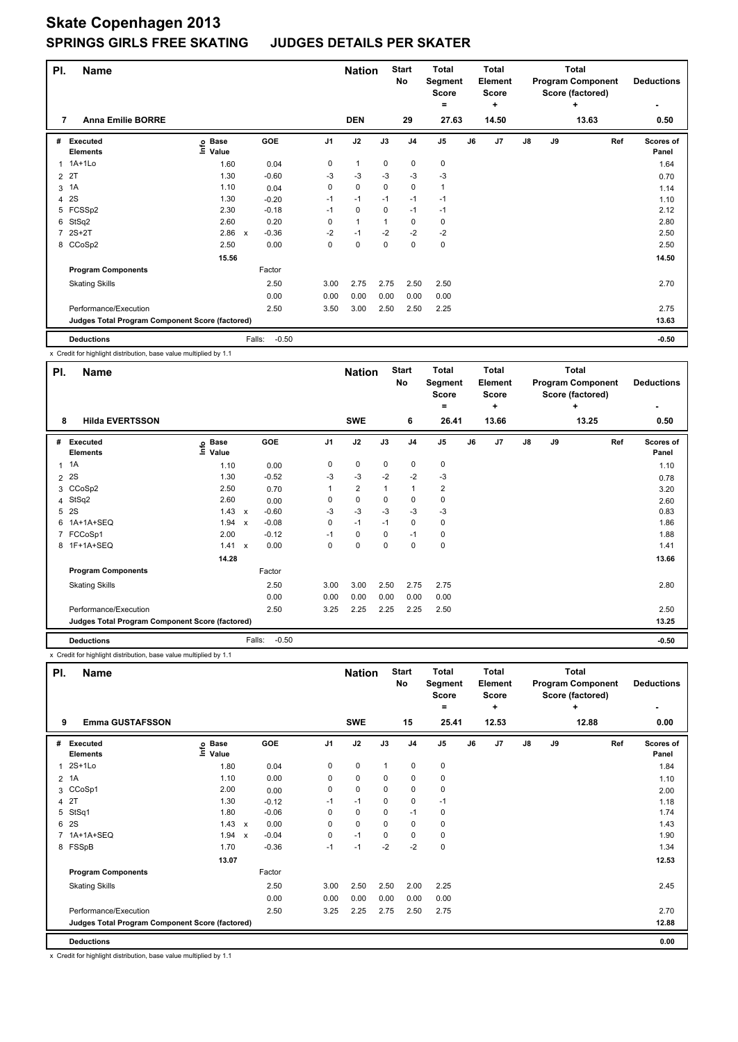# Skate Copenhagen 2013

## SPRINGS GIRLS FREE SKATING JUDGES DETAILS PER SKATER

| Pl. | Name | Nation | Start No | Total Segment Score = | Total Element Score + | Total Program Component Score (factored) + | Deductions - |
|---|---|---|---|---|---|---|---|
| 7 | Anna Emilie BORRE | DEN | 29 | 27.63 | 14.50 | 13.63 | 0.50 |

| # | Executed Elements | Info | Base Value | | GOE | J1 | J2 | J3 | J4 | J5 | J6 | J7 | J8 | J9 | Ref | Scores of Panel |
|---|---|---|---|---|---|---|---|---|---|---|---|---|---|---|---|---|
| 1 | 1A+1Lo | | 1.60 | | 0.04 | 0 | 1 | 0 | 0 | 0 | | | | | | 1.64 |
| 2 | 2T | | 1.30 | | -0.60 | -3 | -3 | -3 | -3 | -3 | | | | | | 0.70 |
| 3 | 1A | | 1.10 | | 0.04 | 0 | 0 | 0 | 0 | 1 | | | | | | 1.14 |
| 4 | 2S | | 1.30 | | -0.20 | -1 | -1 | -1 | -1 | -1 | | | | | | 1.10 |
| 5 | FCSSp2 | | 2.30 | | -0.18 | -1 | 0 | 0 | -1 | -1 | | | | | | 2.12 |
| 6 | StSq2 | | 2.60 | | 0.20 | 0 | 1 | 1 | 0 | 0 | | | | | | 2.80 |
| 7 | 2S+2T | | 2.86 | x | -0.36 | -2 | -1 | -2 | -2 | -2 | | | | | | 2.50 |
| 8 | CCoSp2 | | 2.50 | | 0.00 | 0 | 0 | 0 | 0 | 0 | | | | | | 2.50 |
| | | | 15.56 | | | | | | | | | | | | | 14.50 |
| | **Program Components** | | | | Factor | | | | | | | | | | | |
| | Skating Skills | | | | 2.50 | 3.00 | 2.75 | 2.75 | 2.50 | 2.50 | | | | | | 2.70 |
| | | | | | 0.00 | 0.00 | 0.00 | 0.00 | 0.00 | 0.00 | | | | | | |
| | Performance/Execution | | | | 2.50 | 3.50 | 3.00 | 2.50 | 2.50 | 2.25 | | | | | | 2.75 |
| | **Judges Total Program Component Score (factored)** | | | | | | | | | | | | | | | 13.63 |
| | **Deductions** | | | | Falls: -0.50 | | | | | | | | | | | -0.50 |

x Credit for highlight distribution, base value multiplied by 1.1

| Pl. | Name | Nation | Start No | Total Segment Score = | Total Element Score + | Total Program Component Score (factored) + | Deductions - |
|---|---|---|---|---|---|---|---|
| 8 | Hilda EVERTSSON | SWE | 6 | 26.41 | 13.66 | 13.25 | 0.50 |

| # | Executed Elements | Info | Base Value | | GOE | J1 | J2 | J3 | J4 | J5 | J6 | J7 | J8 | J9 | Ref | Scores of Panel |
|---|---|---|---|---|---|---|---|---|---|---|---|---|---|---|---|---|
| 1 | 1A | | 1.10 | | 0.00 | 0 | 0 | 0 | 0 | 0 | | | | | | 1.10 |
| 2 | 2S | | 1.30 | | -0.52 | -3 | -3 | -2 | -2 | -3 | | | | | | 0.78 |
| 3 | CCoSp2 | | 2.50 | | 0.70 | 1 | 2 | 1 | 1 | 2 | | | | | | 3.20 |
| 4 | StSq2 | | 2.60 | | 0.00 | 0 | 0 | 0 | 0 | 0 | | | | | | 2.60 |
| 5 | 2S | | 1.43 | x | -0.60 | -3 | -3 | -3 | -3 | -3 | | | | | | 0.83 |
| 6 | 1A+1A+SEQ | | 1.94 | x | -0.08 | 0 | -1 | -1 | 0 | 0 | | | | | | 1.86 |
| 7 | FCCoSp1 | | 2.00 | | -0.12 | -1 | 0 | 0 | -1 | 0 | | | | | | 1.88 |
| 8 | 1F+1A+SEQ | | 1.41 | x | 0.00 | 0 | 0 | 0 | 0 | 0 | | | | | | 1.41 |
| | | | 14.28 | | | | | | | | | | | | | 13.66 |
| | **Program Components** | | | | Factor | | | | | | | | | | | |
| | Skating Skills | | | | 2.50 | 3.00 | 3.00 | 2.50 | 2.75 | 2.75 | | | | | | 2.80 |
| | | | | | 0.00 | 0.00 | 0.00 | 0.00 | 0.00 | 0.00 | | | | | | |
| | Performance/Execution | | | | 2.50 | 3.25 | 2.25 | 2.25 | 2.25 | 2.50 | | | | | | 2.50 |
| | **Judges Total Program Component Score (factored)** | | | | | | | | | | | | | | | 13.25 |
| | **Deductions** | | | | Falls: -0.50 | | | | | | | | | | | -0.50 |

x Credit for highlight distribution, base value multiplied by 1.1

| Pl. | Name | Nation | Start No | Total Segment Score = | Total Element Score + | Total Program Component Score (factored) + | Deductions - |
|---|---|---|---|---|---|---|---|
| 9 | Emma GUSTAFSSON | SWE | 15 | 25.41 | 12.53 | 12.88 | 0.00 |

| # | Executed Elements | Info | Base Value | | GOE | J1 | J2 | J3 | J4 | J5 | J6 | J7 | J8 | J9 | Ref | Scores of Panel |
|---|---|---|---|---|---|---|---|---|---|---|---|---|---|---|---|---|
| 1 | 2S+1Lo | | 1.80 | | 0.04 | 0 | 0 | 1 | 0 | 0 | | | | | | 1.84 |
| 2 | 1A | | 1.10 | | 0.00 | 0 | 0 | 0 | 0 | 0 | | | | | | 1.10 |
| 3 | CCoSp1 | | 2.00 | | 0.00 | 0 | 0 | 0 | 0 | 0 | | | | | | 2.00 |
| 4 | 2T | | 1.30 | | -0.12 | -1 | -1 | 0 | 0 | -1 | | | | | | 1.18 |
| 5 | StSq1 | | 1.80 | | -0.06 | 0 | 0 | 0 | -1 | 0 | | | | | | 1.74 |
| 6 | 2S | | 1.43 | x | 0.00 | 0 | 0 | 0 | 0 | 0 | | | | | | 1.43 |
| 7 | 1A+1A+SEQ | | 1.94 | x | -0.04 | 0 | -1 | 0 | 0 | 0 | | | | | | 1.90 |
| 8 | FSSpB | | 1.70 | | -0.36 | -1 | -1 | -2 | -2 | 0 | | | | | | 1.34 |
| | | | 13.07 | | | | | | | | | | | | | 12.53 |
| | **Program Components** | | | | Factor | | | | | | | | | | | |
| | Skating Skills | | | | 2.50 | 3.00 | 2.50 | 2.50 | 2.00 | 2.25 | | | | | | 2.45 |
| | | | | | 0.00 | 0.00 | 0.00 | 0.00 | 0.00 | 0.00 | | | | | | |
| | Performance/Execution | | | | 2.50 | 3.25 | 2.25 | 2.75 | 2.50 | 2.75 | | | | | | 2.70 |
| | **Judges Total Program Component Score (factored)** | | | | | | | | | | | | | | | 12.88 |
| | **Deductions** | | | | | | | | | | | | | | | 0.00 |

x Credit for highlight distribution, base value multiplied by 1.1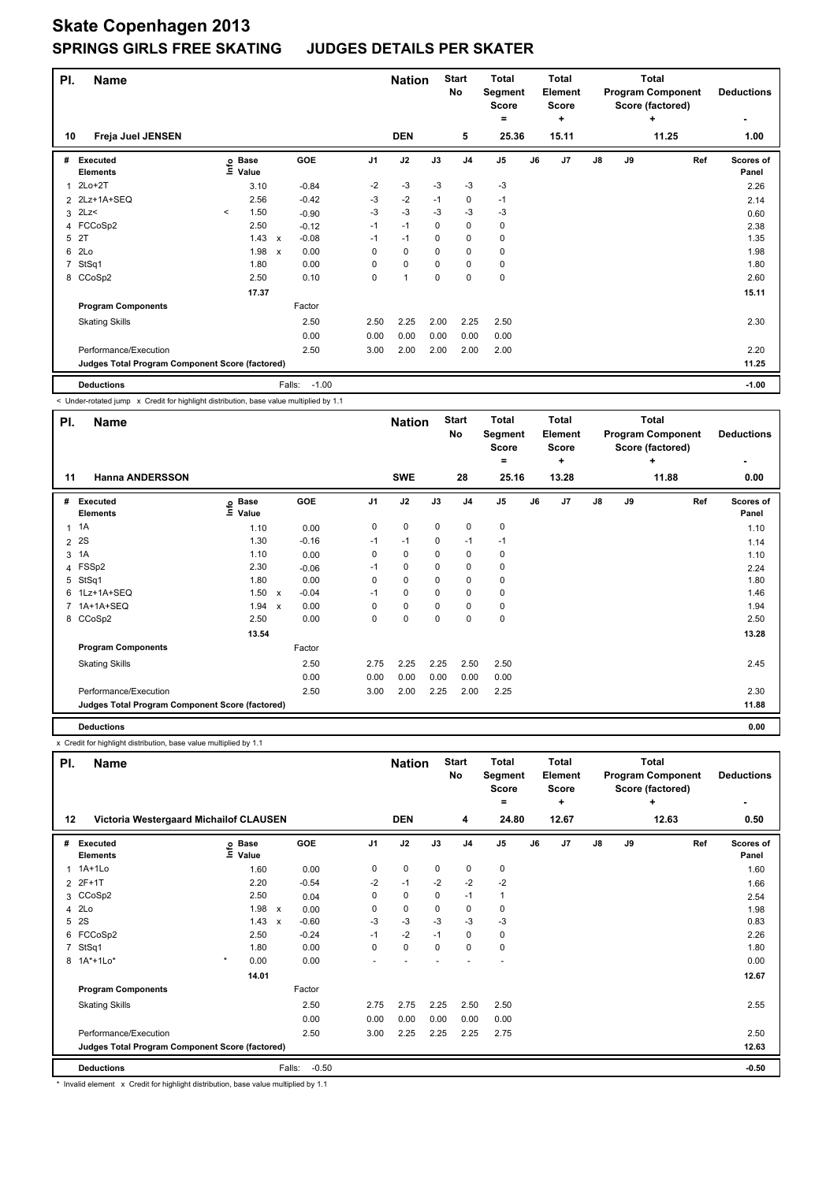# Skate Copenhagen 2013

## SPRINGS GIRLS FREE SKATING JUDGES DETAILS PER SKATER

| Pl. | Name | Nation | Start No | Total Segment Score = | Total Element Score + | Total Program Component Score (factored) + | Deductions - |
|---|---|---|---|---|---|---|---|
| 10 | Freja Juel JENSEN | DEN | 5 | 25.36 | 15.11 | 11.25 | 1.00 |

| # | Executed Elements | Info | Base Value | | GOE | J1 | J2 | J3 | J4 | J5 | J6 | J7 | J8 | J9 | Ref | Scores of Panel |
|---|---|---|---|---|---|---|---|---|---|---|---|---|---|---|---|---|
| 1 | 2Lo+2T | | 3.10 | | -0.84 | -2 | -3 | -3 | -3 | -3 | | | | | | 2.26 |
| 2 | 2Lz+1A+SEQ | | 2.56 | | -0.42 | -3 | -2 | -1 | 0 | -1 | | | | | | 2.14 |
| 3 | 2Lz< | < | 1.50 | | -0.90 | -3 | -3 | -3 | -3 | -3 | | | | | | 0.60 |
| 4 | FCCoSp2 | | 2.50 | | -0.12 | -1 | -1 | 0 | 0 | 0 | | | | | | 2.38 |
| 5 | 2T | | 1.43 | x | -0.08 | -1 | -1 | 0 | 0 | 0 | | | | | | 1.35 |
| 6 | 2Lo | | 1.98 | x | 0.00 | 0 | 0 | 0 | 0 | 0 | | | | | | 1.98 |
| 7 | StSq1 | | 1.80 | | 0.00 | 0 | 0 | 0 | 0 | 0 | | | | | | 1.80 |
| 8 | CCoSp2 | | 2.50 | | 0.10 | 0 | 1 | 0 | 0 | 0 | | | | | | 2.60 |
| | | | 17.37 | | | | | | | | | | | | | 15.11 |
| | Program Components | | | | Factor | | | | | | | | | | | |
| | Skating Skills | | | | 2.50 | 2.50 | 2.25 | 2.00 | 2.25 | 2.50 | | | | | | 2.30 |
| | | | | | 0.00 | 0.00 | 0.00 | 0.00 | 0.00 | 0.00 | | | | | | |
| | Performance/Execution | | | | 2.50 | 3.00 | 2.00 | 2.00 | 2.00 | 2.00 | | | | | | 2.20 |
| | Judges Total Program Component Score (factored) | | | | | | | | | | | | | | | 11.25 |
| | Deductions | | | | Falls: -1.00 | | | | | | | | | | | -1.00 |

< Under-rotated jump x Credit for highlight distribution, base value multiplied by 1.1

| Pl. | Name | Nation | Start No | Total Segment Score = | Total Element Score + | Total Program Component Score (factored) + | Deductions - |
|---|---|---|---|---|---|---|---|
| 11 | Hanna ANDERSSON | SWE | 28 | 25.16 | 13.28 | 11.88 | 0.00 |

| # | Executed Elements | Info | Base Value | | GOE | J1 | J2 | J3 | J4 | J5 | J6 | J7 | J8 | J9 | Ref | Scores of Panel |
|---|---|---|---|---|---|---|---|---|---|---|---|---|---|---|---|---|
| 1 | 1A | | 1.10 | | 0.00 | 0 | 0 | 0 | 0 | 0 | | | | | | 1.10 |
| 2 | 2S | | 1.30 | | -0.16 | -1 | -1 | 0 | -1 | -1 | | | | | | 1.14 |
| 3 | 1A | | 1.10 | | 0.00 | 0 | 0 | 0 | 0 | 0 | | | | | | 1.10 |
| 4 | FSSp2 | | 2.30 | | -0.06 | -1 | 0 | 0 | 0 | 0 | | | | | | 2.24 |
| 5 | StSq1 | | 1.80 | | 0.00 | 0 | 0 | 0 | 0 | 0 | | | | | | 1.80 |
| 6 | 1Lz+1A+SEQ | | 1.50 | x | -0.04 | -1 | 0 | 0 | 0 | 0 | | | | | | 1.46 |
| 7 | 1A+1A+SEQ | | 1.94 | x | 0.00 | 0 | 0 | 0 | 0 | 0 | | | | | | 1.94 |
| 8 | CCoSp2 | | 2.50 | | 0.00 | 0 | 0 | 0 | 0 | 0 | | | | | | 2.50 |
| | | | 13.54 | | | | | | | | | | | | | 13.28 |
| | Program Components | | | | Factor | | | | | | | | | | | |
| | Skating Skills | | | | 2.50 | 2.75 | 2.25 | 2.25 | 2.50 | 2.50 | | | | | | 2.45 |
| | | | | | 0.00 | 0.00 | 0.00 | 0.00 | 0.00 | 0.00 | | | | | | |
| | Performance/Execution | | | | 2.50 | 3.00 | 2.00 | 2.25 | 2.00 | 2.25 | | | | | | 2.30 |
| | Judges Total Program Component Score (factored) | | | | | | | | | | | | | | | 11.88 |
| | Deductions | | | | | | | | | | | | | | | 0.00 |

x Credit for highlight distribution, base value multiplied by 1.1

| Pl. | Name | Nation | Start No | Total Segment Score = | Total Element Score + | Total Program Component Score (factored) + | Deductions - |
|---|---|---|---|---|---|---|---|
| 12 | Victoria Westergaard Michailof CLAUSEN | DEN | 4 | 24.80 | 12.67 | 12.63 | 0.50 |

| # | Executed Elements | Info | Base Value | | GOE | J1 | J2 | J3 | J4 | J5 | J6 | J7 | J8 | J9 | Ref | Scores of Panel |
|---|---|---|---|---|---|---|---|---|---|---|---|---|---|---|---|---|
| 1 | 1A+1Lo | | 1.60 | | 0.00 | 0 | 0 | 0 | 0 | 0 | | | | | | 1.60 |
| 2 | 2F+1T | | 2.20 | | -0.54 | -2 | -1 | -2 | -2 | -2 | | | | | | 1.66 |
| 3 | CCoSp2 | | 2.50 | | 0.04 | 0 | 0 | 0 | -1 | 1 | | | | | | 2.54 |
| 4 | 2Lo | | 1.98 | x | 0.00 | 0 | 0 | 0 | 0 | 0 | | | | | | 1.98 |
| 5 | 2S | | 1.43 | x | -0.60 | -3 | -3 | -3 | -3 | -3 | | | | | | 0.83 |
| 6 | FCCoSp2 | | 2.50 | | -0.24 | -1 | -2 | -1 | 0 | 0 | | | | | | 2.26 |
| 7 | StSq1 | | 1.80 | | 0.00 | 0 | 0 | 0 | 0 | 0 | | | | | | 1.80 |
| 8 | 1A*+1Lo* | * | 0.00 | | 0.00 | - | - | - | - | - | | | | | | 0.00 |
| | | | 14.01 | | | | | | | | | | | | | 12.67 |
| | Program Components | | | | Factor | | | | | | | | | | | |
| | Skating Skills | | | | 2.50 | 2.75 | 2.75 | 2.25 | 2.50 | 2.50 | | | | | | 2.55 |
| | | | | | 0.00 | 0.00 | 0.00 | 0.00 | 0.00 | 0.00 | | | | | | |
| | Performance/Execution | | | | 2.50 | 3.00 | 2.25 | 2.25 | 2.25 | 2.75 | | | | | | 2.50 |
| | Judges Total Program Component Score (factored) | | | | | | | | | | | | | | | 12.63 |
| | Deductions | | | | Falls: -0.50 | | | | | | | | | | | -0.50 |

* Invalid element x Credit for highlight distribution, base value multiplied by 1.1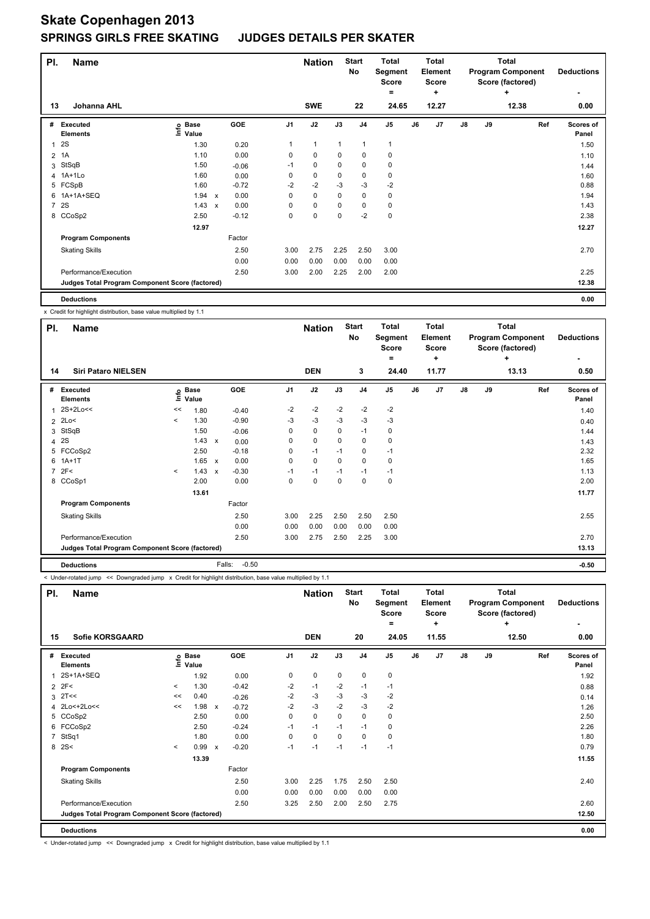# Skate Copenhagen 2013

## SPRINGS GIRLS FREE SKATING JUDGES DETAILS PER SKATER

| Pl. | Name | Nation | Start No | Total Segment Score = | Total Element Score + | Total Program Component Score (factored) + | Deductions - |
|---|---|---|---|---|---|---|---|
| 13 | Johanna AHL | SWE | 22 | 24.65 | 12.27 | 12.38 | 0.00 |

| # | Executed Elements | Info | Base Value | | GOE | J1 | J2 | J3 | J4 | J5 | J6 | J7 | J8 | J9 | Ref | Scores of Panel |
|---|---|---|---|---|---|---|---|---|---|---|---|---|---|---|---|---|
| 1 | 2S | | 1.30 | | 0.20 | 1 | 1 | 1 | 1 | 1 | | | | | | 1.50 |
| 2 | 1A | | 1.10 | | 0.00 | 0 | 0 | 0 | 0 | 0 | | | | | | 1.10 |
| 3 | StSqB | | 1.50 | | -0.06 | -1 | 0 | 0 | 0 | 0 | | | | | | 1.44 |
| 4 | 1A+1Lo | | 1.60 | | 0.00 | 0 | 0 | 0 | 0 | 0 | | | | | | 1.60 |
| 5 | FCSpB | | 1.60 | | -0.72 | -2 | -2 | -3 | -3 | -2 | | | | | | 0.88 |
| 6 | 1A+1A+SEQ | | 1.94 | x | 0.00 | 0 | 0 | 0 | 0 | 0 | | | | | | 1.94 |
| 7 | 2S | | 1.43 | x | 0.00 | 0 | 0 | 0 | 0 | 0 | | | | | | 1.43 |
| 8 | CCoSp2 | | 2.50 | | -0.12 | 0 | 0 | 0 | -2 | 0 | | | | | | 2.38 |
| | | | 12.97 | | | | | | | | | | | | | 12.27 |
| | **Program Components** | | | | Factor | | | | | | | | | | | |
| | Skating Skills | | | | 2.50 | 3.00 | 2.75 | 2.25 | 2.50 | 3.00 | | | | | | 2.70 |
| | | | | | 0.00 | 0.00 | 0.00 | 0.00 | 0.00 | 0.00 | | | | | | |
| | Performance/Execution | | | | 2.50 | 3.00 | 2.00 | 2.25 | 2.00 | 2.00 | | | | | | 2.25 |
| | **Judges Total Program Component Score (factored)** | | | | | | | | | | | | | | | 12.38 |
| | **Deductions** | | | | | | | | | | | | | | | 0.00 |

x Credit for highlight distribution, base value multiplied by 1.1

| Pl. | Name | Nation | Start No | Total Segment Score = | Total Element Score + | Total Program Component Score (factored) + | Deductions - |
|---|---|---|---|---|---|---|---|
| 14 | Siri Pataro NIELSEN | DEN | 3 | 24.40 | 11.77 | 13.13 | 0.50 |

| # | Executed Elements | Info | Base Value | | GOE | J1 | J2 | J3 | J4 | J5 | J6 | J7 | J8 | J9 | Ref | Scores of Panel |
|---|---|---|---|---|---|---|---|---|---|---|---|---|---|---|---|---|
| 1 | 2S+2Lo<< | << | 1.80 | | -0.40 | -2 | -2 | -2 | -2 | -2 | | | | | | 1.40 |
| 2 | 2Lo< | < | 1.30 | | -0.90 | -3 | -3 | -3 | -3 | -3 | | | | | | 0.40 |
| 3 | StSqB | | 1.50 | | -0.06 | 0 | 0 | 0 | -1 | 0 | | | | | | 1.44 |
| 4 | 2S | | 1.43 | x | 0.00 | 0 | 0 | 0 | 0 | 0 | | | | | | 1.43 |
| 5 | FCCoSp2 | | 2.50 | | -0.18 | 0 | -1 | -1 | 0 | -1 | | | | | | 2.32 |
| 6 | 1A+1T | | 1.65 | x | 0.00 | 0 | 0 | 0 | 0 | 0 | | | | | | 1.65 |
| 7 | 2F< | < | 1.43 | x | -0.30 | -1 | -1 | -1 | -1 | -1 | | | | | | 1.13 |
| 8 | CCoSp1 | | 2.00 | | 0.00 | 0 | 0 | 0 | 0 | 0 | | | | | | 2.00 |
| | | | 13.61 | | | | | | | | | | | | | 11.77 |
| | **Program Components** | | | | Factor | | | | | | | | | | | |
| | Skating Skills | | | | 2.50 | 3.00 | 2.25 | 2.50 | 2.50 | 2.50 | | | | | | 2.55 |
| | | | | | 0.00 | 0.00 | 0.00 | 0.00 | 0.00 | 0.00 | | | | | | |
| | Performance/Execution | | | | 2.50 | 3.00 | 2.75 | 2.50 | 2.25 | 3.00 | | | | | | 2.70 |
| | **Judges Total Program Component Score (factored)** | | | | | | | | | | | | | | | 13.13 |
| | **Deductions** | | | Falls: | -0.50 | | | | | | | | | | | -0.50 |

< Under-rotated jump << Downgraded jump x Credit for highlight distribution, base value multiplied by 1.1

| Pl. | Name | Nation | Start No | Total Segment Score = | Total Element Score + | Total Program Component Score (factored) + | Deductions - |
|---|---|---|---|---|---|---|---|
| 15 | Sofie KORSGAARD | DEN | 20 | 24.05 | 11.55 | 12.50 | 0.00 |

| # | Executed Elements | Info | Base Value | | GOE | J1 | J2 | J3 | J4 | J5 | J6 | J7 | J8 | J9 | Ref | Scores of Panel |
|---|---|---|---|---|---|---|---|---|---|---|---|---|---|---|---|---|
| 1 | 2S+1A+SEQ | | 1.92 | | 0.00 | 0 | 0 | 0 | 0 | 0 | | | | | | 1.92 |
| 2 | 2F< | < | 1.30 | | -0.42 | -2 | -1 | -2 | -1 | -1 | | | | | | 0.88 |
| 3 | 2T<< | << | 0.40 | | -0.26 | -2 | -3 | -3 | -3 | -2 | | | | | | 0.14 |
| 4 | 2Lo<+2Lo<< | << | 1.98 | x | -0.72 | -2 | -3 | -2 | -3 | -2 | | | | | | 1.26 |
| 5 | CCoSp2 | | 2.50 | | 0.00 | 0 | 0 | 0 | 0 | 0 | | | | | | 2.50 |
| 6 | FCCoSp2 | | 2.50 | | -0.24 | -1 | -1 | -1 | -1 | 0 | | | | | | 2.26 |
| 7 | StSq1 | | 1.80 | | 0.00 | 0 | 0 | 0 | 0 | 0 | | | | | | 1.80 |
| 8 | 2S< | < | 0.99 | x | -0.20 | -1 | -1 | -1 | -1 | -1 | | | | | | 0.79 |
| | | | 13.39 | | | | | | | | | | | | | 11.55 |
| | **Program Components** | | | | Factor | | | | | | | | | | | |
| | Skating Skills | | | | 2.50 | 3.00 | 2.25 | 1.75 | 2.50 | 2.50 | | | | | | 2.40 |
| | | | | | 0.00 | 0.00 | 0.00 | 0.00 | 0.00 | 0.00 | | | | | | |
| | Performance/Execution | | | | 2.50 | 3.25 | 2.50 | 2.00 | 2.50 | 2.75 | | | | | | 2.60 |
| | **Judges Total Program Component Score (factored)** | | | | | | | | | | | | | | | 12.50 |
| | **Deductions** | | | | | | | | | | | | | | | 0.00 |

< Under-rotated jump << Downgraded jump x Credit for highlight distribution, base value multiplied by 1.1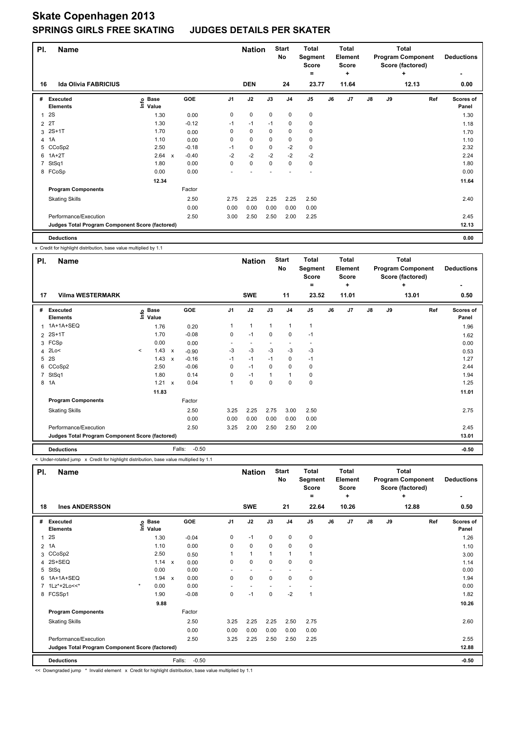# Skate Copenhagen 2013

## SPRINGS GIRLS FREE SKATING JUDGES DETAILS PER SKATER

| Pl. | Name | Nation | Start No | Total Segment Score = | Total Element Score + | Total Program Component Score (factored) + | Deductions - |
|---|---|---|---|---|---|---|---|
| 16 | Ida Olivia FABRICIUS | DEN | 24 | 23.77 | 11.64 | 12.13 | 0.00 |

| # | Executed Elements | Info | Base Value | | GOE | J1 | J2 | J3 | J4 | J5 | J6 | J7 | J8 | J9 | Ref | Scores of Panel |
|---|---|---|---|---|---|---|---|---|---|---|---|---|---|---|---|---|
| 1 | 2S | | 1.30 | | 0.00 | 0 | 0 | 0 | 0 | 0 | | | | | | 1.30 |
| 2 | 2T | | 1.30 | | -0.12 | -1 | -1 | -1 | 0 | 0 | | | | | | 1.18 |
| 3 | 2S+1T | | 1.70 | | 0.00 | 0 | 0 | 0 | 0 | 0 | | | | | | 1.70 |
| 4 | 1A | | 1.10 | | 0.00 | 0 | 0 | 0 | 0 | 0 | | | | | | 1.10 |
| 5 | CCoSp2 | | 2.50 | | -0.18 | -1 | 0 | 0 | -2 | 0 | | | | | | 2.32 |
| 6 | 1A+2T | | 2.64 | x | -0.40 | -2 | -2 | -2 | -2 | -2 | | | | | | 2.24 |
| 7 | StSq1 | | 1.80 | | 0.00 | 0 | 0 | 0 | 0 | 0 | | | | | | 1.80 |
| 8 | FCoSp | | 0.00 | | 0.00 | - | - | - | - | - | | | | | | 0.00 |
| | | | 12.34 | | | | | | | | | | | | | 11.64 |
| | Program Components | | | | Factor | | | | | | | | | | | |
| | Skating Skills | | | | 2.50 | 2.75 | 2.25 | 2.25 | 2.25 | 2.50 | | | | | | 2.40 |
| | | | | | 0.00 | 0.00 | 0.00 | 0.00 | 0.00 | 0.00 | | | | | | |
| | Performance/Execution | | | | 2.50 | 3.00 | 2.50 | 2.50 | 2.00 | 2.25 | | | | | | 2.45 |
| | Judges Total Program Component Score (factored) | | | | | | | | | | | | | | | 12.13 |
| | Deductions | | | | | | | | | | | | | | | 0.00 |

x Credit for highlight distribution, base value multiplied by 1.1

| Pl. | Name | Nation | Start No | Total Segment Score = | Total Element Score + | Total Program Component Score (factored) + | Deductions - |
|---|---|---|---|---|---|---|---|
| 17 | Vilma WESTERMARK | SWE | 11 | 23.52 | 11.01 | 13.01 | 0.50 |

| # | Executed Elements | Info | Base Value | | GOE | J1 | J2 | J3 | J4 | J5 | J6 | J7 | J8 | J9 | Ref | Scores of Panel |
|---|---|---|---|---|---|---|---|---|---|---|---|---|---|---|---|---|
| 1 | 1A+1A+SEQ | | 1.76 | | 0.20 | 1 | 1 | 1 | 1 | 1 | | | | | | 1.96 |
| 2 | 2S+1T | | 1.70 | | -0.08 | 0 | -1 | 0 | 0 | -1 | | | | | | 1.62 |
| 3 | FCSp | | 0.00 | | 0.00 | - | - | - | - | - | | | | | | 0.00 |
| 4 | 2Lo< | < | 1.43 | x | -0.90 | -3 | -3 | -3 | -3 | -3 | | | | | | 0.53 |
| 5 | 2S | | 1.43 | x | -0.16 | -1 | -1 | -1 | 0 | -1 | | | | | | 1.27 |
| 6 | CCoSp2 | | 2.50 | | -0.06 | 0 | -1 | 0 | 0 | 0 | | | | | | 2.44 |
| 7 | StSq1 | | 1.80 | | 0.14 | 0 | -1 | 1 | 1 | 0 | | | | | | 1.94 |
| 8 | 1A | | 1.21 | x | 0.04 | 1 | 0 | 0 | 0 | 0 | | | | | | 1.25 |
| | | | 11.83 | | | | | | | | | | | | | 11.01 |
| | Program Components | | | | Factor | | | | | | | | | | | |
| | Skating Skills | | | | 2.50 | 3.25 | 2.25 | 2.75 | 3.00 | 2.50 | | | | | | 2.75 |
| | | | | | 0.00 | 0.00 | 0.00 | 0.00 | 0.00 | 0.00 | | | | | | |
| | Performance/Execution | | | | 2.50 | 3.25 | 2.00 | 2.50 | 2.50 | 2.00 | | | | | | 2.45 |
| | Judges Total Program Component Score (factored) | | | | | | | | | | | | | | | 13.01 |
| | Deductions | | | | Falls: -0.50 | | | | | | | | | | | -0.50 |

< Under-rotated jump x Credit for highlight distribution, base value multiplied by 1.1

| Pl. | Name | Nation | Start No | Total Segment Score = | Total Element Score + | Total Program Component Score (factored) + | Deductions - |
|---|---|---|---|---|---|---|---|
| 18 | Ines ANDERSSON | SWE | 21 | 22.64 | 10.26 | 12.88 | 0.50 |

| # | Executed Elements | Info | Base Value | | GOE | J1 | J2 | J3 | J4 | J5 | J6 | J7 | J8 | J9 | Ref | Scores of Panel |
|---|---|---|---|---|---|---|---|---|---|---|---|---|---|---|---|---|
| 1 | 2S | | 1.30 | | -0.04 | 0 | -1 | 0 | 0 | 0 | | | | | | 1.26 |
| 2 | 1A | | 1.10 | | 0.00 | 0 | 0 | 0 | 0 | 0 | | | | | | 1.10 |
| 3 | CCoSp2 | | 2.50 | | 0.50 | 1 | 1 | 1 | 1 | 1 | | | | | | 3.00 |
| 4 | 2S+SEQ | | 1.14 | x | 0.00 | 0 | 0 | 0 | 0 | 0 | | | | | | 1.14 |
| 5 | StSq | | 0.00 | | 0.00 | - | - | - | - | - | | | | | | 0.00 |
| 6 | 1A+1A+SEQ | | 1.94 | x | 0.00 | 0 | 0 | 0 | 0 | 0 | | | | | | 1.94 |
| 7 | 1Lz*+2Lo<<* | * | 0.00 | | 0.00 | - | - | - | - | - | | | | | | 0.00 |
| 8 | FCSSp1 | | 1.90 | | -0.08 | 0 | -1 | 0 | -2 | 1 | | | | | | 1.82 |
| | | | 9.88 | | | | | | | | | | | | | 10.26 |
| | Program Components | | | | Factor | | | | | | | | | | | |
| | Skating Skills | | | | 2.50 | 3.25 | 2.25 | 2.25 | 2.50 | 2.75 | | | | | | 2.60 |
| | | | | | 0.00 | 0.00 | 0.00 | 0.00 | 0.00 | 0.00 | | | | | | |
| | Performance/Execution | | | | 2.50 | 3.25 | 2.25 | 2.50 | 2.50 | 2.25 | | | | | | 2.55 |
| | Judges Total Program Component Score (factored) | | | | | | | | | | | | | | | 12.88 |
| | Deductions | | | | Falls: -0.50 | | | | | | | | | | | -0.50 |

<< Downgraded jump * Invalid element x Credit for highlight distribution, base value multiplied by 1.1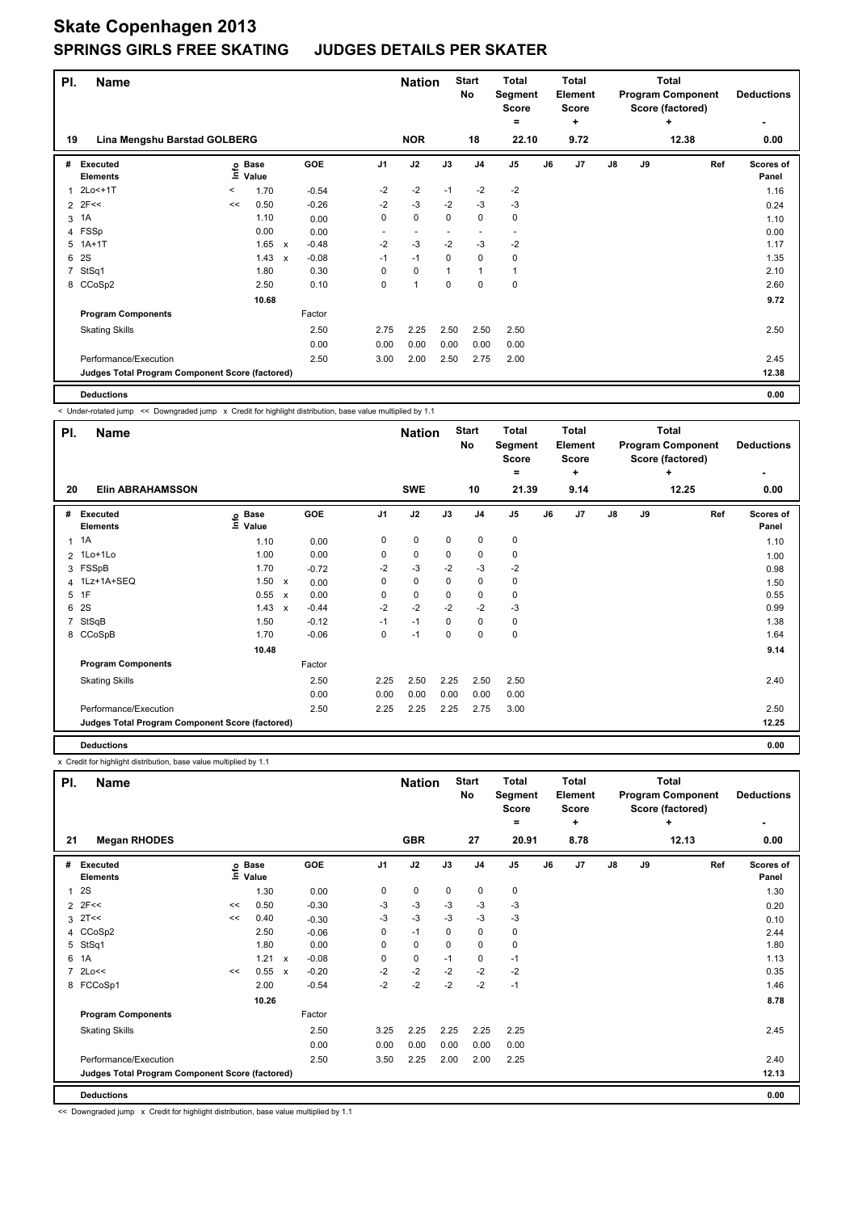# Skate Copenhagen 2013

## SPRINGS GIRLS FREE SKATING JUDGES DETAILS PER SKATER

| Pl. | Name | Nation | Start No | Total Segment Score = | Total Element Score + | Total Program Component Score (factored) + | Deductions - |
|---|---|---|---|---|---|---|---|
| 19 | Lina Mengshu Barstad GOLBERG | NOR | 18 | 22.10 | 9.72 | 12.38 | 0.00 |

| # | Executed Elements | Info | Base Value | | GOE | J1 | J2 | J3 | J4 | J5 | J6 | J7 | J8 | J9 | Ref | Scores of Panel |
|---|---|---|---|---|---|---|---|---|---|---|---|---|---|---|---|---|
| 1 | 2Lo<+1T | < | 1.70 | | -0.54 | -2 | -2 | -1 | -2 | -2 | | | | | | 1.16 |
| 2 | 2F<< | << | 0.50 | | -0.26 | -2 | -3 | -2 | -3 | -3 | | | | | | 0.24 |
| 3 | 1A | | 1.10 | | 0.00 | 0 | 0 | 0 | 0 | 0 | | | | | | 1.10 |
| 4 | FSSp | | 0.00 | | 0.00 | - | - | - | - | - | | | | | | 0.00 |
| 5 | 1A+1T | | 1.65 | x | -0.48 | -2 | -3 | -2 | -3 | -2 | | | | | | 1.17 |
| 6 | 2S | | 1.43 | x | -0.08 | -1 | -1 | 0 | 0 | 0 | | | | | | 1.35 |
| 7 | StSq1 | | 1.80 | | 0.30 | 0 | 0 | 1 | 1 | 1 | | | | | | 2.10 |
| 8 | CCoSp2 | | 2.50 | | 0.10 | 0 | 1 | 0 | 0 | 0 | | | | | | 2.60 |
| | | | 10.68 | | | | | | | | | | | | | 9.72 |
| | Program Components | | | | Factor | | | | | | | | | | | |
| | Skating Skills | | | | 2.50 | 2.75 | 2.25 | 2.50 | 2.50 | 2.50 | | | | | | 2.50 |
| | | | | | 0.00 | 0.00 | 0.00 | 0.00 | 0.00 | 0.00 | | | | | | |
| | Performance/Execution | | | | 2.50 | 3.00 | 2.00 | 2.50 | 2.75 | 2.00 | | | | | | 2.45 |
| | Judges Total Program Component Score (factored) | | | | | | | | | | | | | | | 12.38 |
| | Deductions | | | | | | | | | | | | | | | 0.00 |

< Under-rotated jump << Downgraded jump x Credit for highlight distribution, base value multiplied by 1.1

| Pl. | Name | Nation | Start No | Total Segment Score = | Total Element Score + | Total Program Component Score (factored) + | Deductions - |
|---|---|---|---|---|---|---|---|
| 20 | Elin ABRAHAMSSON | SWE | 10 | 21.39 | 9.14 | 12.25 | 0.00 |

| # | Executed Elements | Info | Base Value | | GOE | J1 | J2 | J3 | J4 | J5 | J6 | J7 | J8 | J9 | Ref | Scores of Panel |
|---|---|---|---|---|---|---|---|---|---|---|---|---|---|---|---|---|
| 1 | 1A | | 1.10 | | 0.00 | 0 | 0 | 0 | 0 | 0 | | | | | | 1.10 |
| 2 | 1Lo+1Lo | | 1.00 | | 0.00 | 0 | 0 | 0 | 0 | 0 | | | | | | 1.00 |
| 3 | FSSpB | | 1.70 | | -0.72 | -2 | -3 | -2 | -3 | -2 | | | | | | 0.98 |
| 4 | 1Lz+1A+SEQ | | 1.50 | x | 0.00 | 0 | 0 | 0 | 0 | 0 | | | | | | 1.50 |
| 5 | 1F | | 0.55 | x | 0.00 | 0 | 0 | 0 | 0 | 0 | | | | | | 0.55 |
| 6 | 2S | | 1.43 | x | -0.44 | -2 | -2 | -2 | -2 | -3 | | | | | | 0.99 |
| 7 | StSqB | | 1.50 | | -0.12 | -1 | -1 | 0 | 0 | 0 | | | | | | 1.38 |
| 8 | CCoSpB | | 1.70 | | -0.06 | 0 | -1 | 0 | 0 | 0 | | | | | | 1.64 |
| | | | 10.48 | | | | | | | | | | | | | 9.14 |
| | Program Components | | | | Factor | | | | | | | | | | | |
| | Skating Skills | | | | 2.50 | 2.25 | 2.50 | 2.25 | 2.50 | 2.50 | | | | | | 2.40 |
| | | | | | 0.00 | 0.00 | 0.00 | 0.00 | 0.00 | 0.00 | | | | | | |
| | Performance/Execution | | | | 2.50 | 2.25 | 2.25 | 2.25 | 2.75 | 3.00 | | | | | | 2.50 |
| | Judges Total Program Component Score (factored) | | | | | | | | | | | | | | | 12.25 |
| | Deductions | | | | | | | | | | | | | | | 0.00 |

x Credit for highlight distribution, base value multiplied by 1.1

| Pl. | Name | Nation | Start No | Total Segment Score = | Total Element Score + | Total Program Component Score (factored) + | Deductions - |
|---|---|---|---|---|---|---|---|
| 21 | Megan RHODES | GBR | 27 | 20.91 | 8.78 | 12.13 | 0.00 |

| # | Executed Elements | Info | Base Value | | GOE | J1 | J2 | J3 | J4 | J5 | J6 | J7 | J8 | J9 | Ref | Scores of Panel |
|---|---|---|---|---|---|---|---|---|---|---|---|---|---|---|---|---|
| 1 | 2S | | 1.30 | | 0.00 | 0 | 0 | 0 | 0 | 0 | | | | | | 1.30 |
| 2 | 2F<< | << | 0.50 | | -0.30 | -3 | -3 | -3 | -3 | -3 | | | | | | 0.20 |
| 3 | 2T<< | << | 0.40 | | -0.30 | -3 | -3 | -3 | -3 | -3 | | | | | | 0.10 |
| 4 | CCoSp2 | | 2.50 | | -0.06 | 0 | -1 | 0 | 0 | 0 | | | | | | 2.44 |
| 5 | StSq1 | | 1.80 | | 0.00 | 0 | 0 | 0 | 0 | 0 | | | | | | 1.80 |
| 6 | 1A | | 1.21 | x | -0.08 | 0 | 0 | -1 | 0 | -1 | | | | | | 1.13 |
| 7 | 2Lo<< | << | 0.55 | x | -0.20 | -2 | -2 | -2 | -2 | -2 | | | | | | 0.35 |
| 8 | FCCoSp1 | | 2.00 | | -0.54 | -2 | -2 | -2 | -2 | -1 | | | | | | 1.46 |
| | | | 10.26 | | | | | | | | | | | | | 8.78 |
| | Program Components | | | | Factor | | | | | | | | | | | |
| | Skating Skills | | | | 2.50 | 3.25 | 2.25 | 2.25 | 2.25 | 2.25 | | | | | | 2.45 |
| | | | | | 0.00 | 0.00 | 0.00 | 0.00 | 0.00 | 0.00 | | | | | | |
| | Performance/Execution | | | | 2.50 | 3.50 | 2.25 | 2.00 | 2.00 | 2.25 | | | | | | 2.40 |
| | Judges Total Program Component Score (factored) | | | | | | | | | | | | | | | 12.13 |
| | Deductions | | | | | | | | | | | | | | | 0.00 |

<< Downgraded jump x Credit for highlight distribution, base value multiplied by 1.1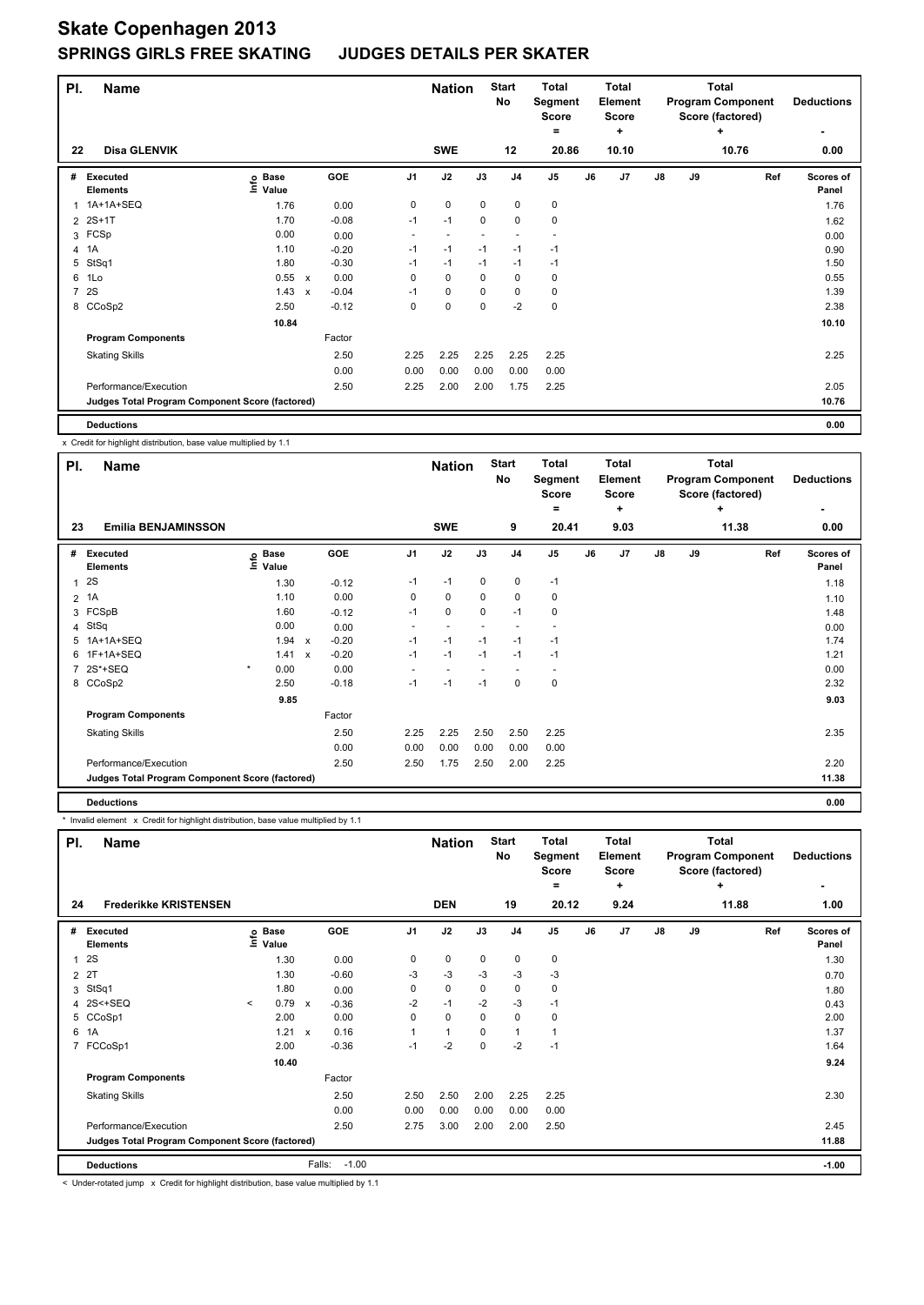# Skate Copenhagen 2013

## SPRINGS GIRLS FREE SKATING JUDGES DETAILS PER SKATER

| Pl. | Name | Nation | Start No | Total Segment Score = | Total Element Score + | Total Program Component Score (factored) + | Deductions - |
|---|---|---|---|---|---|---|---|
| 22 | Disa GLENVIK | SWE | 12 | 20.86 | 10.10 | 10.76 | 0.00 |

| # | Executed Elements | Info | Base Value | | GOE | J1 | J2 | J3 | J4 | J5 | J6 | J7 | J8 | J9 | Ref | Scores of Panel |
|---|---|---|---|---|---|---|---|---|---|---|---|---|---|---|---|---|
| 1 | 1A+1A+SEQ | | 1.76 | | 0.00 | 0 | 0 | 0 | 0 | 0 | | | | | | 1.76 |
| 2 | 2S+1T | | 1.70 | | -0.08 | -1 | -1 | 0 | 0 | 0 | | | | | | 1.62 |
| 3 | FCSp | | 0.00 | | 0.00 | - | - | - | - | - | | | | | | 0.00 |
| 4 | 1A | | 1.10 | | -0.20 | -1 | -1 | -1 | -1 | -1 | | | | | | 0.90 |
| 5 | StSq1 | | 1.80 | | -0.30 | -1 | -1 | -1 | -1 | -1 | | | | | | 1.50 |
| 6 | 1Lo | | 0.55 | x | 0.00 | 0 | 0 | 0 | 0 | 0 | | | | | | 0.55 |
| 7 | 2S | | 1.43 | x | -0.04 | -1 | 0 | 0 | 0 | 0 | | | | | | 1.39 |
| 8 | CCoSp2 | | 2.50 | | -0.12 | 0 | 0 | 0 | -2 | 0 | | | | | | 2.38 |
| | | | 10.84 | | | | | | | | | | | | | 10.10 |
| | Program Components | | | | Factor | | | | | | | | | | | |
| | Skating Skills | | | | 2.50 | 2.25 | 2.25 | 2.25 | 2.25 | 2.25 | | | | | | 2.25 |
| | | | | | 0.00 | 0.00 | 0.00 | 0.00 | 0.00 | 0.00 | | | | | | |
| | Performance/Execution | | | | 2.50 | 2.25 | 2.00 | 2.00 | 1.75 | 2.25 | | | | | | 2.05 |
| | Judges Total Program Component Score (factored) | | | | | | | | | | | | | | | 10.76 |
| | Deductions | | | | | | | | | | | | | | | 0.00 |

x Credit for highlight distribution, base value multiplied by 1.1

| Pl. | Name | Nation | Start No | Total Segment Score = | Total Element Score + | Total Program Component Score (factored) + | Deductions - |
|---|---|---|---|---|---|---|---|
| 23 | Emilia BENJAMINSSON | SWE | 9 | 20.41 | 9.03 | 11.38 | 0.00 |

| # | Executed Elements | Info | Base Value | | GOE | J1 | J2 | J3 | J4 | J5 | J6 | J7 | J8 | J9 | Ref | Scores of Panel |
|---|---|---|---|---|---|---|---|---|---|---|---|---|---|---|---|---|
| 1 | 2S | | 1.30 | | -0.12 | -1 | -1 | 0 | 0 | -1 | | | | | | 1.18 |
| 2 | 1A | | 1.10 | | 0.00 | 0 | 0 | 0 | 0 | 0 | | | | | | 1.10 |
| 3 | FCSpB | | 1.60 | | -0.12 | -1 | 0 | 0 | -1 | 0 | | | | | | 1.48 |
| 4 | StSq | | 0.00 | | 0.00 | - | - | - | - | - | | | | | | 0.00 |
| 5 | 1A+1A+SEQ | | 1.94 | x | -0.20 | -1 | -1 | -1 | -1 | -1 | | | | | | 1.74 |
| 6 | 1F+1A+SEQ | | 1.41 | x | -0.20 | -1 | -1 | -1 | -1 | -1 | | | | | | 1.21 |
| 7 | 2S*+SEQ | * | 0.00 | | 0.00 | - | - | - | - | - | | | | | | 0.00 |
| 8 | CCoSp2 | | 2.50 | | -0.18 | -1 | -1 | -1 | 0 | 0 | | | | | | 2.32 |
| | | | 9.85 | | | | | | | | | | | | | 9.03 |
| | Program Components | | | | Factor | | | | | | | | | | | |
| | Skating Skills | | | | 2.50 | 2.25 | 2.25 | 2.50 | 2.50 | 2.25 | | | | | | 2.35 |
| | | | | | 0.00 | 0.00 | 0.00 | 0.00 | 0.00 | 0.00 | | | | | | |
| | Performance/Execution | | | | 2.50 | 2.50 | 1.75 | 2.50 | 2.00 | 2.25 | | | | | | 2.20 |
| | Judges Total Program Component Score (factored) | | | | | | | | | | | | | | | 11.38 |
| | Deductions | | | | | | | | | | | | | | | 0.00 |

* Invalid element x Credit for highlight distribution, base value multiplied by 1.1

| Pl. | Name | Nation | Start No | Total Segment Score = | Total Element Score + | Total Program Component Score (factored) + | Deductions - |
|---|---|---|---|---|---|---|---|
| 24 | Frederikke KRISTENSEN | DEN | 19 | 20.12 | 9.24 | 11.88 | 1.00 |

| # | Executed Elements | Info | Base Value | | GOE | J1 | J2 | J3 | J4 | J5 | J6 | J7 | J8 | J9 | Ref | Scores of Panel |
|---|---|---|---|---|---|---|---|---|---|---|---|---|---|---|---|---|
| 1 | 2S | | 1.30 | | 0.00 | 0 | 0 | 0 | 0 | 0 | | | | | | 1.30 |
| 2 | 2T | | 1.30 | | -0.60 | -3 | -3 | -3 | -3 | -3 | | | | | | 0.70 |
| 3 | StSq1 | | 1.80 | | 0.00 | 0 | 0 | 0 | 0 | 0 | | | | | | 1.80 |
| 4 | 2S<+SEQ | < | 0.79 | x | -0.36 | -2 | -1 | -2 | -3 | -1 | | | | | | 0.43 |
| 5 | CCoSp1 | | 2.00 | | 0.00 | 0 | 0 | 0 | 0 | 0 | | | | | | 2.00 |
| 6 | 1A | | 1.21 | x | 0.16 | 1 | 1 | 0 | 1 | 1 | | | | | | 1.37 |
| 7 | FCCoSp1 | | 2.00 | | -0.36 | -1 | -2 | 0 | -2 | -1 | | | | | | 1.64 |
| | | | 10.40 | | | | | | | | | | | | | 9.24 |
| | Program Components | | | | Factor | | | | | | | | | | | |
| | Skating Skills | | | | 2.50 | 2.50 | 2.50 | 2.00 | 2.25 | 2.25 | | | | | | 2.30 |
| | | | | | 0.00 | 0.00 | 0.00 | 0.00 | 0.00 | 0.00 | | | | | | |
| | Performance/Execution | | | | 2.50 | 2.75 | 3.00 | 2.00 | 2.00 | 2.50 | | | | | | 2.45 |
| | Judges Total Program Component Score (factored) | | | | | | | | | | | | | | | 11.88 |
| | Deductions | | | Falls: | -1.00 | | | | | | | | | | | -1.00 |

< Under-rotated jump x Credit for highlight distribution, base value multiplied by 1.1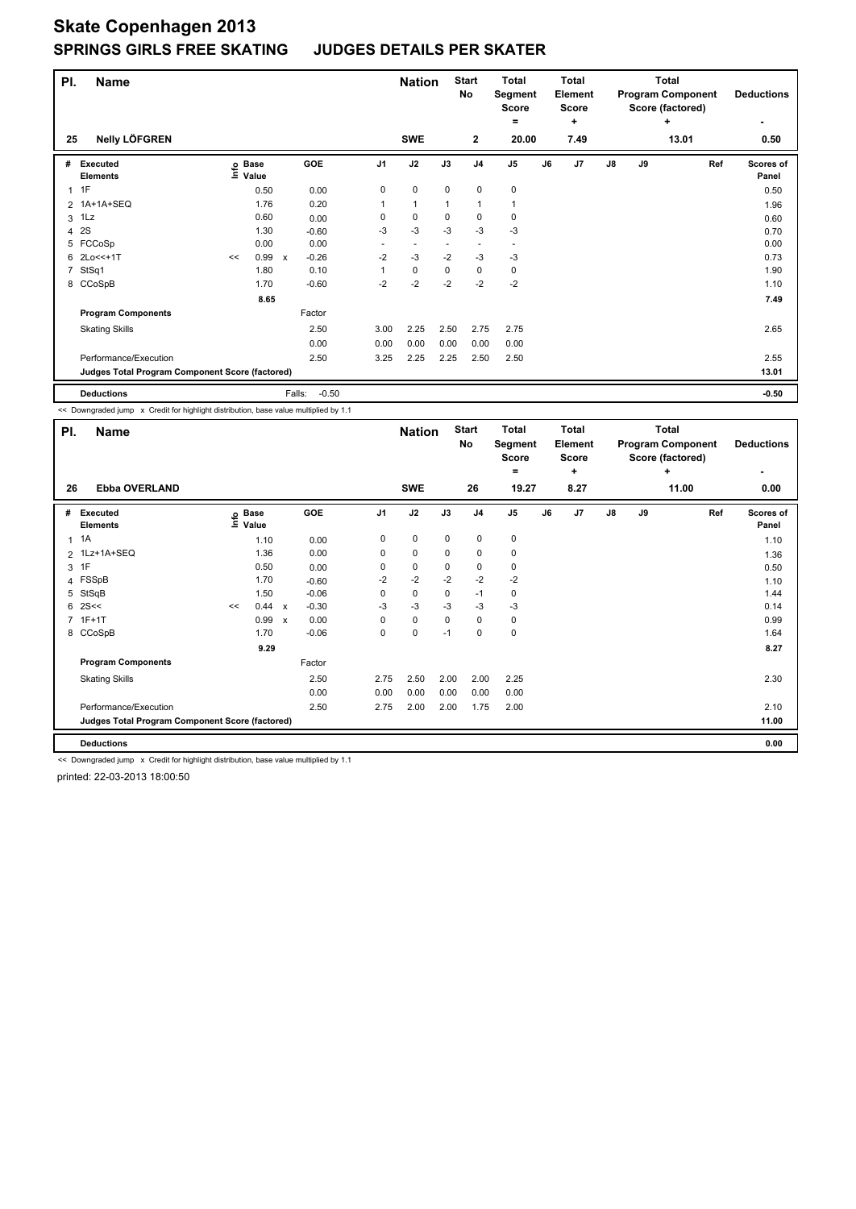# Skate Copenhagen 2013

## SPRINGS GIRLS FREE SKATING JUDGES DETAILS PER SKATER

| Pl. | Name | Nation | Start No | Total Segment Score = | Total Element Score + | Total Program Component Score (factored) + | Deductions - |
|---|---|---|---|---|---|---|---|
| 25 | Nelly LÖFGREN | SWE | 2 | 20.00 | 7.49 | 13.01 | 0.50 |

| # | Executed Elements | Info | Base Value | | GOE | J1 | J2 | J3 | J4 | J5 | J6 | J7 | J8 | J9 | Ref | Scores of Panel |
|---|---|---|---|---|---|---|---|---|---|---|---|---|---|---|---|---|
| 1 | 1F | | 0.50 | | 0.00 | 0 | 0 | 0 | 0 | 0 | | | | | | 0.50 |
| 2 | 1A+1A+SEQ | | 1.76 | | 0.20 | 1 | 1 | 1 | 1 | 1 | | | | | | 1.96 |
| 3 | 1Lz | | 0.60 | | 0.00 | 0 | 0 | 0 | 0 | 0 | | | | | | 0.60 |
| 4 | 2S | | 1.30 | | -0.60 | -3 | -3 | -3 | -3 | -3 | | | | | | 0.70 |
| 5 | FCCoSp | | 0.00 | | 0.00 | - | - | - | - | - | | | | | | 0.00 |
| 6 | 2Lo<<+1T | << | 0.99 | x | -0.26 | -2 | -3 | -2 | -3 | -3 | | | | | | 0.73 |
| 7 | StSq1 | | 1.80 | | 0.10 | 1 | 0 | 0 | 0 | 0 | | | | | | 1.90 |
| 8 | CCoSpB | | 1.70 | | -0.60 | -2 | -2 | -2 | -2 | -2 | | | | | | 1.10 |
| | | | 8.65 | | | | | | | | | | | | | 7.49 |
| | **Program Components** | | | | Factor | | | | | | | | | | | |
| | Skating Skills | | | | 2.50 | 3.00 | 2.25 | 2.50 | 2.75 | 2.75 | | | | | | 2.65 |
| | | | | | 0.00 | 0.00 | 0.00 | 0.00 | 0.00 | 0.00 | | | | | | |
| | Performance/Execution | | | | 2.50 | 3.25 | 2.25 | 2.25 | 2.50 | 2.50 | | | | | | 2.55 |
| | **Judges Total Program Component Score (factored)** | | | | | | | | | | | | | | | 13.01 |
| | **Deductions** | | | | Falls: -0.50 | | | | | | | | | | | -0.50 |

<< Downgraded jump x Credit for highlight distribution, base value multiplied by 1.1

| Pl. | Name | Nation | Start No | Total Segment Score = | Total Element Score + | Total Program Component Score (factored) + | Deductions - |
|---|---|---|---|---|---|---|---|
| 26 | Ebba OVERLAND | SWE | 26 | 19.27 | 8.27 | 11.00 | 0.00 |

| # | Executed Elements | Info | Base Value | | GOE | J1 | J2 | J3 | J4 | J5 | J6 | J7 | J8 | J9 | Ref | Scores of Panel |
|---|---|---|---|---|---|---|---|---|---|---|---|---|---|---|---|---|
| 1 | 1A | | 1.10 | | 0.00 | 0 | 0 | 0 | 0 | 0 | | | | | | 1.10 |
| 2 | 1Lz+1A+SEQ | | 1.36 | | 0.00 | 0 | 0 | 0 | 0 | 0 | | | | | | 1.36 |
| 3 | 1F | | 0.50 | | 0.00 | 0 | 0 | 0 | 0 | 0 | | | | | | 0.50 |
| 4 | FSSpB | | 1.70 | | -0.60 | -2 | -2 | -2 | -2 | -2 | | | | | | 1.10 |
| 5 | StSqB | | 1.50 | | -0.06 | 0 | 0 | 0 | -1 | 0 | | | | | | 1.44 |
| 6 | 2S<< | << | 0.44 | x | -0.30 | -3 | -3 | -3 | -3 | -3 | | | | | | 0.14 |
| 7 | 1F+1T | | 0.99 | x | 0.00 | 0 | 0 | 0 | 0 | 0 | | | | | | 0.99 |
| 8 | CCoSpB | | 1.70 | | -0.06 | 0 | 0 | -1 | 0 | 0 | | | | | | 1.64 |
| | | | 9.29 | | | | | | | | | | | | | 8.27 |
| | **Program Components** | | | | Factor | | | | | | | | | | | |
| | Skating Skills | | | | 2.50 | 2.75 | 2.50 | 2.00 | 2.00 | 2.25 | | | | | | 2.30 |
| | | | | | 0.00 | 0.00 | 0.00 | 0.00 | 0.00 | 0.00 | | | | | | |
| | Performance/Execution | | | | 2.50 | 2.75 | 2.00 | 2.00 | 1.75 | 2.00 | | | | | | 2.10 |
| | **Judges Total Program Component Score (factored)** | | | | | | | | | | | | | | | 11.00 |
| | **Deductions** | | | | | | | | | | | | | | | 0.00 |

<< Downgraded jump x Credit for highlight distribution, base value multiplied by 1.1

printed: 22-03-2013 18:00:50